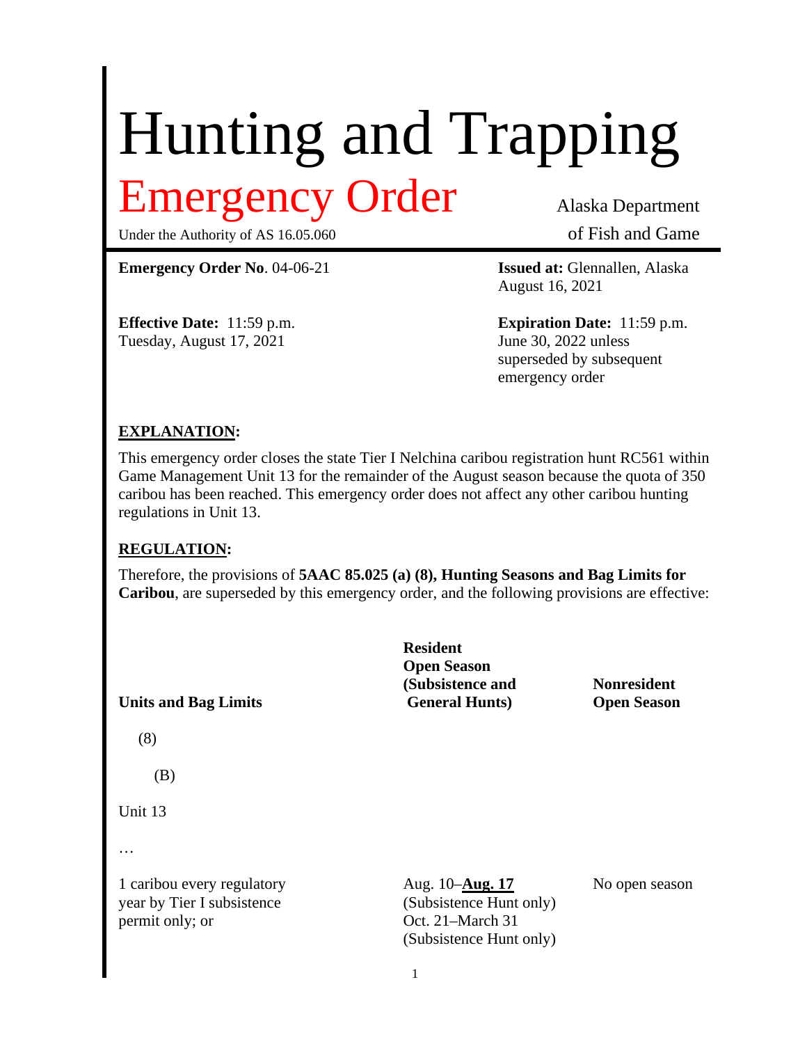# Hunting and Trapping

## Emergency Order

Under the Authority of AS 16.05.060

Alaska Department of Fish and Game

**Emergency Order No**. 04-06-21

**Issued at:** Glennallen, Alaska
August 16, 2021

**Effective Date:** 11:59 p.m.
Tuesday, August 17, 2021

**Expiration Date:** 11:59 p.m.
June 30, 2022 unless superseded by subsequent emergency order

**EXPLANATION:**

This emergency order closes the state Tier I Nelchina caribou registration hunt RC561 within Game Management Unit 13 for the remainder of the August season because the quota of 350 caribou has been reached. This emergency order does not affect any other caribou hunting regulations in Unit 13.

**REGULATION:**

Therefore, the provisions of **5AAC 85.025 (a) (8), Hunting Seasons and Bag Limits for Caribou**, are superseded by this emergency order, and the following provisions are effective:

| **Units and Bag Limits** | **Resident Open Season (Subsistence and General Hunts)** | **Nonresident Open Season** |
|---|---|---|
| (8) | | |
| (B) | | |
| Unit 13 | | |
| … | | |
| 1 caribou every regulatory year by Tier I subsistence permit only; or | Aug. 10–**Aug. 17** (Subsistence Hunt only) Oct. 21–March 31 (Subsistence Hunt only) | No open season |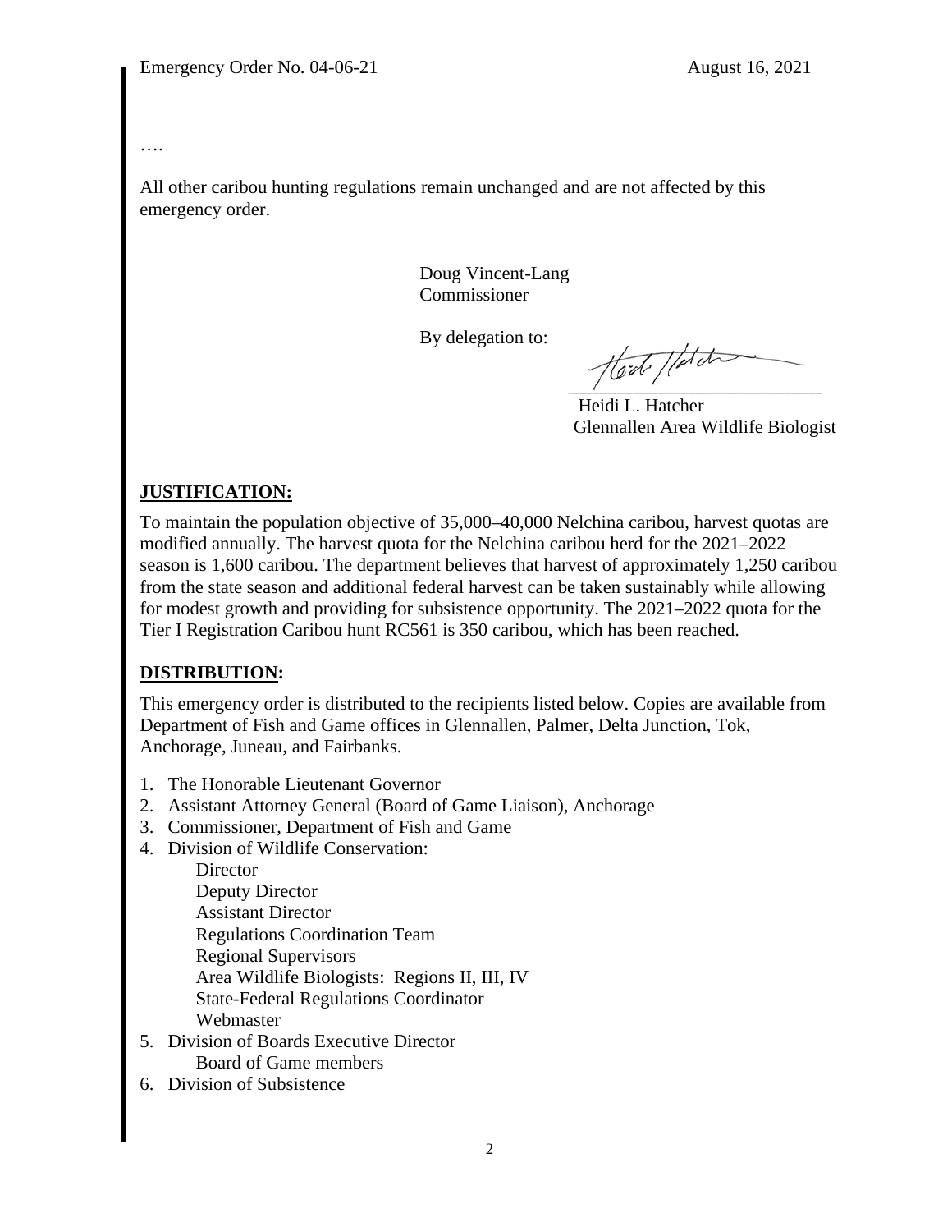….

All other caribou hunting regulations remain unchanged and are not affected by this emergency order.

Doug Vincent-Lang
Commissioner

By delegation to:

Heidi L. Hatcher
Glennallen Area Wildlife Biologist

## **JUSTIFICATION:**

To maintain the population objective of 35,000–40,000 Nelchina caribou, harvest quotas are modified annually. The harvest quota for the Nelchina caribou herd for the 2021–2022 season is 1,600 caribou. The department believes that harvest of approximately 1,250 caribou from the state season and additional federal harvest can be taken sustainably while allowing for modest growth and providing for subsistence opportunity. The 2021–2022 quota for the Tier I Registration Caribou hunt RC561 is 350 caribou, which has been reached.

## **DISTRIBUTION:**

This emergency order is distributed to the recipients listed below. Copies are available from Department of Fish and Game offices in Glennallen, Palmer, Delta Junction, Tok, Anchorage, Juneau, and Fairbanks.

1. The Honorable Lieutenant Governor
2. Assistant Attorney General (Board of Game Liaison), Anchorage
3. Commissioner, Department of Fish and Game
4. Division of Wildlife Conservation:
   - Director
   - Deputy Director
   - Assistant Director
   - Regulations Coordination Team
   - Regional Supervisors
   - Area Wildlife Biologists: Regions II, III, IV
   - State-Federal Regulations Coordinator
   - Webmaster
5. Division of Boards Executive Director
   - Board of Game members
6. Division of Subsistence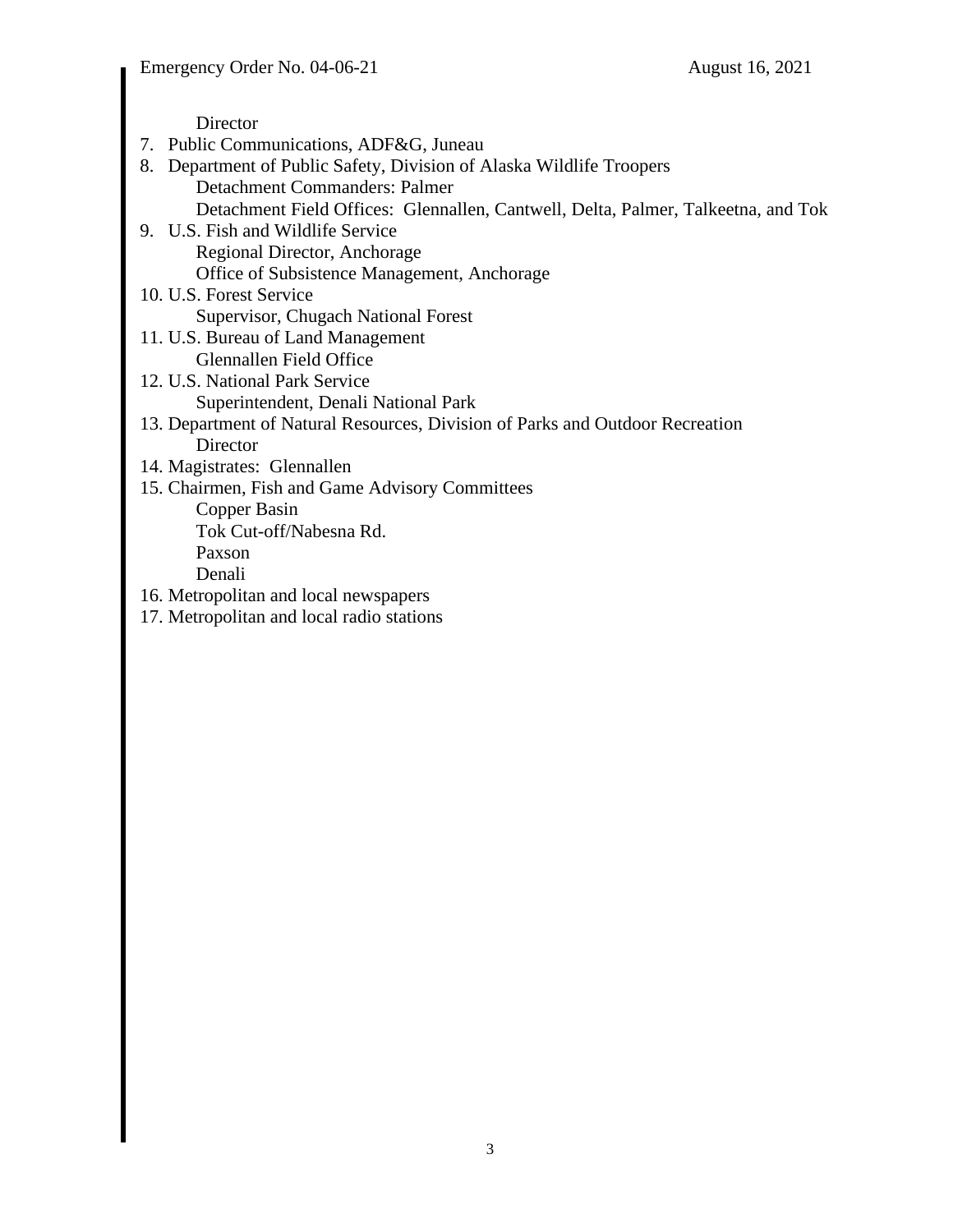Director

7. Public Communications, ADF&G, Juneau
8. Department of Public Safety, Division of Alaska Wildlife Troopers
   - Detachment Commanders: Palmer
   - Detachment Field Offices: Glennallen, Cantwell, Delta, Palmer, Talkeetna, and Tok
9. U.S. Fish and Wildlife Service
   - Regional Director, Anchorage
   - Office of Subsistence Management, Anchorage
10. U.S. Forest Service
    - Supervisor, Chugach National Forest
11. U.S. Bureau of Land Management
    - Glennallen Field Office
12. U.S. National Park Service
    - Superintendent, Denali National Park
13. Department of Natural Resources, Division of Parks and Outdoor Recreation
    - Director
14. Magistrates: Glennallen
15. Chairmen, Fish and Game Advisory Committees
    - Copper Basin
    - Tok Cut-off/Nabesna Rd.
    - Paxson
    - Denali
16. Metropolitan and local newspapers
17. Metropolitan and local radio stations